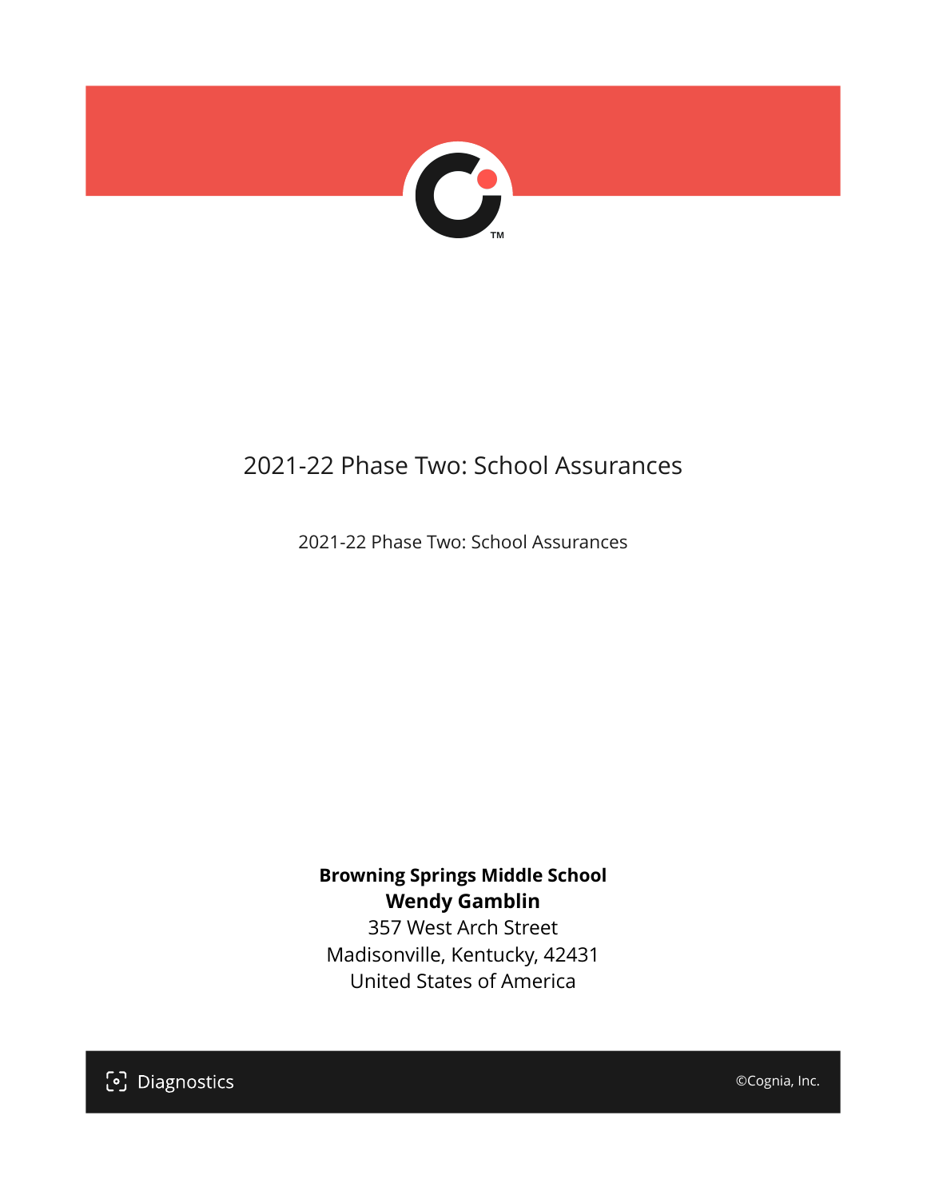# 2021-22 Phase Two: School Assurances

2021-22 Phase Two: School Assurances

**Browning Springs Middle School**
**Wendy Gamblin**
357 West Arch Street
Madisonville, Kentucky, 42431
United States of America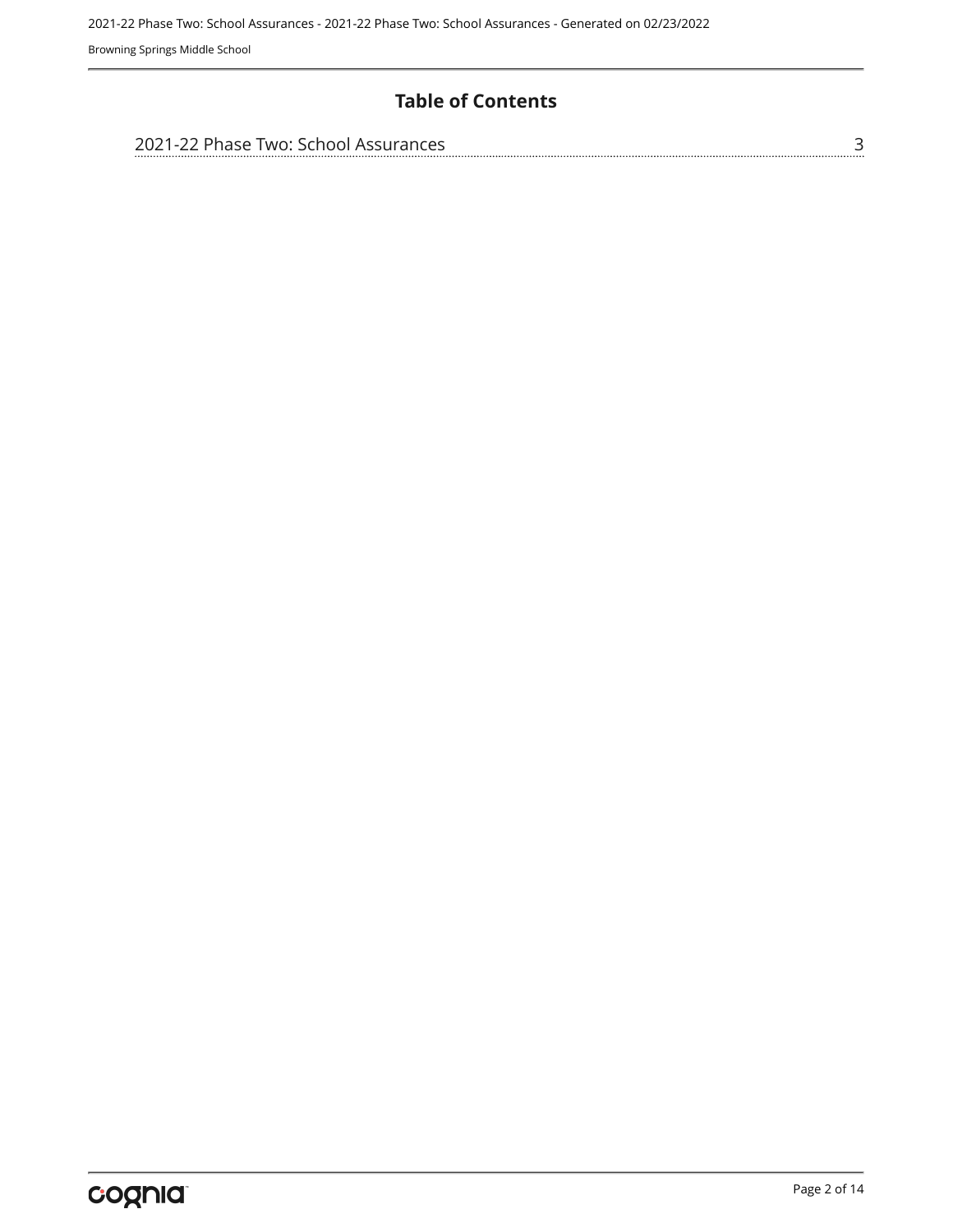# Table of Contents

2021-22 Phase Two: School Assurances ........ 3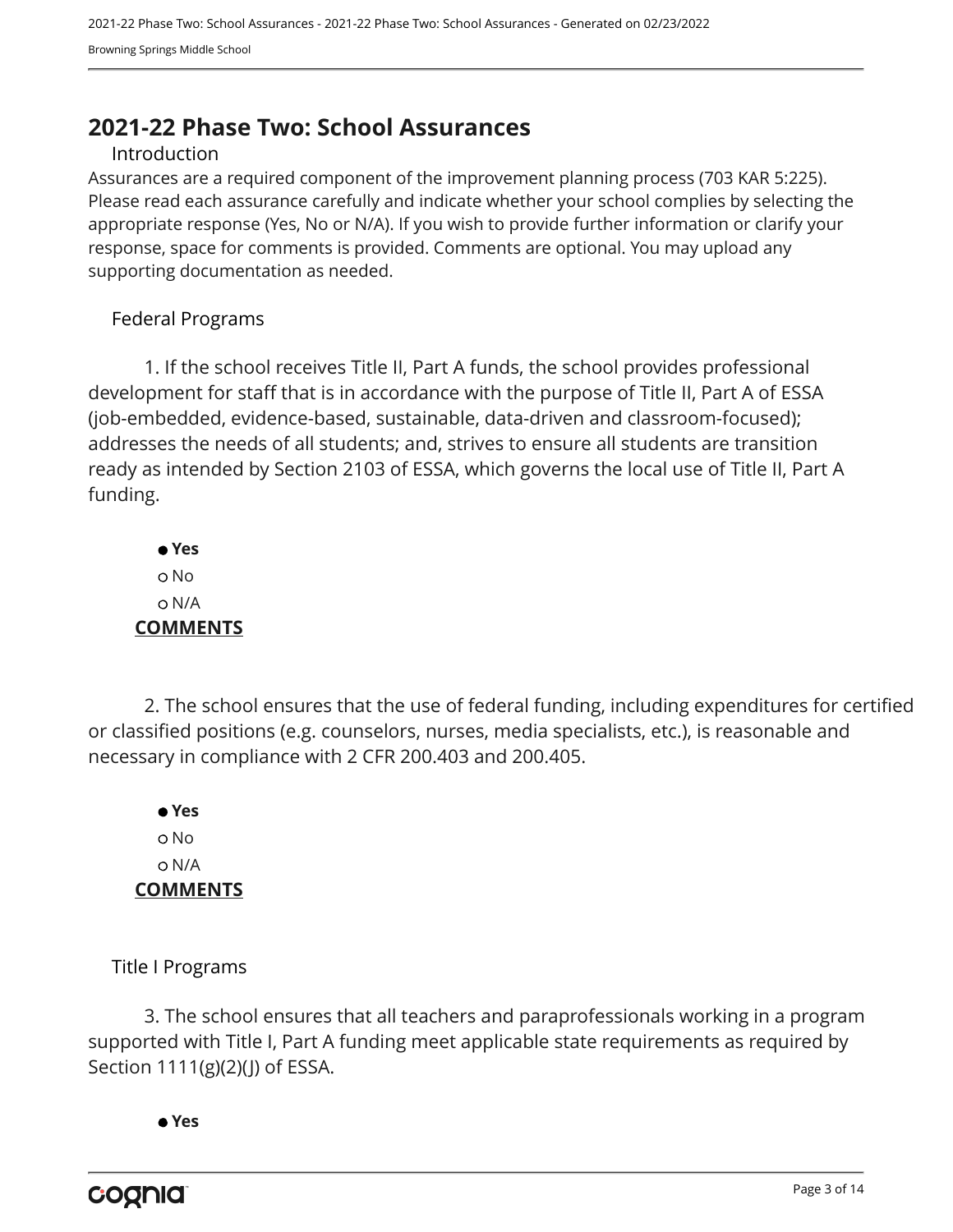# 2021-22 Phase Two: School Assurances

## Introduction

Assurances are a required component of the improvement planning process (703 KAR 5:225). Please read each assurance carefully and indicate whether your school complies by selecting the appropriate response (Yes, No or N/A). If you wish to provide further information or clarify your response, space for comments is provided. Comments are optional. You may upload any supporting documentation as needed.

## Federal Programs

1. If the school receives Title II, Part A funds, the school provides professional development for staff that is in accordance with the purpose of Title II, Part A of ESSA (job-embedded, evidence-based, sustainable, data-driven and classroom-focused); addresses the needs of all students; and, strives to ensure all students are transition ready as intended by Section 2103 of ESSA, which governs the local use of Title II, Part A funding.

- ● **Yes**
- ○ No
- ○ N/A

**COMMENTS**

2. The school ensures that the use of federal funding, including expenditures for certified or classified positions (e.g. counselors, nurses, media specialists, etc.), is reasonable and necessary in compliance with 2 CFR 200.403 and 200.405.

- ● **Yes**
- ○ No
- ○ N/A

**COMMENTS**

## Title I Programs

3. The school ensures that all teachers and paraprofessionals working in a program supported with Title I, Part A funding meet applicable state requirements as required by Section 1111(g)(2)(J) of ESSA.

- ● **Yes**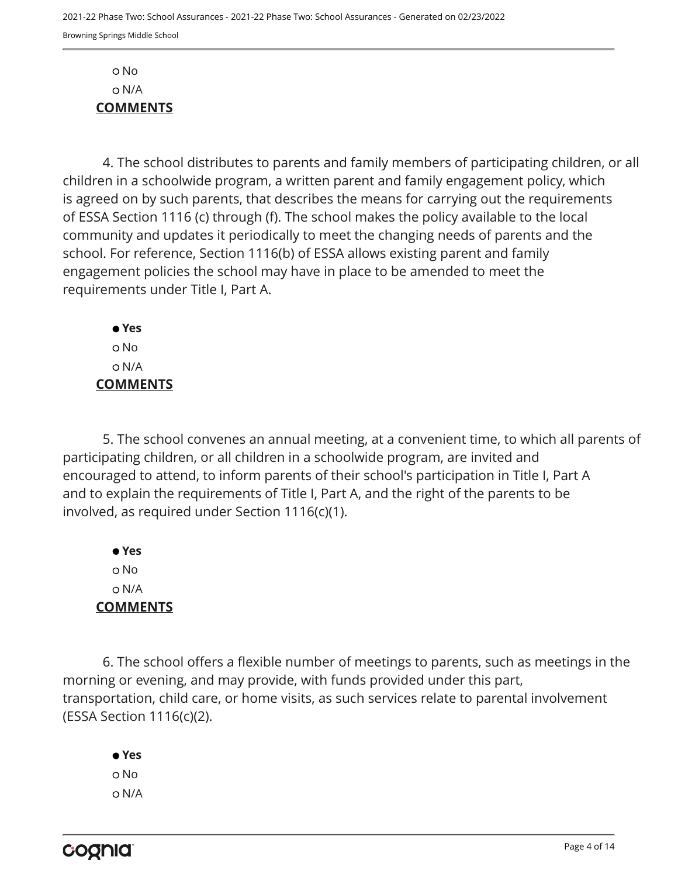○ No
○ N/A

**COMMENTS**

4. The school distributes to parents and family members of participating children, or all children in a schoolwide program, a written parent and family engagement policy, which is agreed on by such parents, that describes the means for carrying out the requirements of ESSA Section 1116 (c) through (f). The school makes the policy available to the local community and updates it periodically to meet the changing needs of parents and the school. For reference, Section 1116(b) of ESSA allows existing parent and family engagement policies the school may have in place to be amended to meet the requirements under Title I, Part A.

● **Yes**
○ No
○ N/A

**COMMENTS**

5. The school convenes an annual meeting, at a convenient time, to which all parents of participating children, or all children in a schoolwide program, are invited and encouraged to attend, to inform parents of their school's participation in Title I, Part A and to explain the requirements of Title I, Part A, and the right of the parents to be involved, as required under Section 1116(c)(1).

● **Yes**
○ No
○ N/A

**COMMENTS**

6. The school offers a flexible number of meetings to parents, such as meetings in the morning or evening, and may provide, with funds provided under this part, transportation, child care, or home visits, as such services relate to parental involvement (ESSA Section 1116(c)(2).

● **Yes**
○ No
○ N/A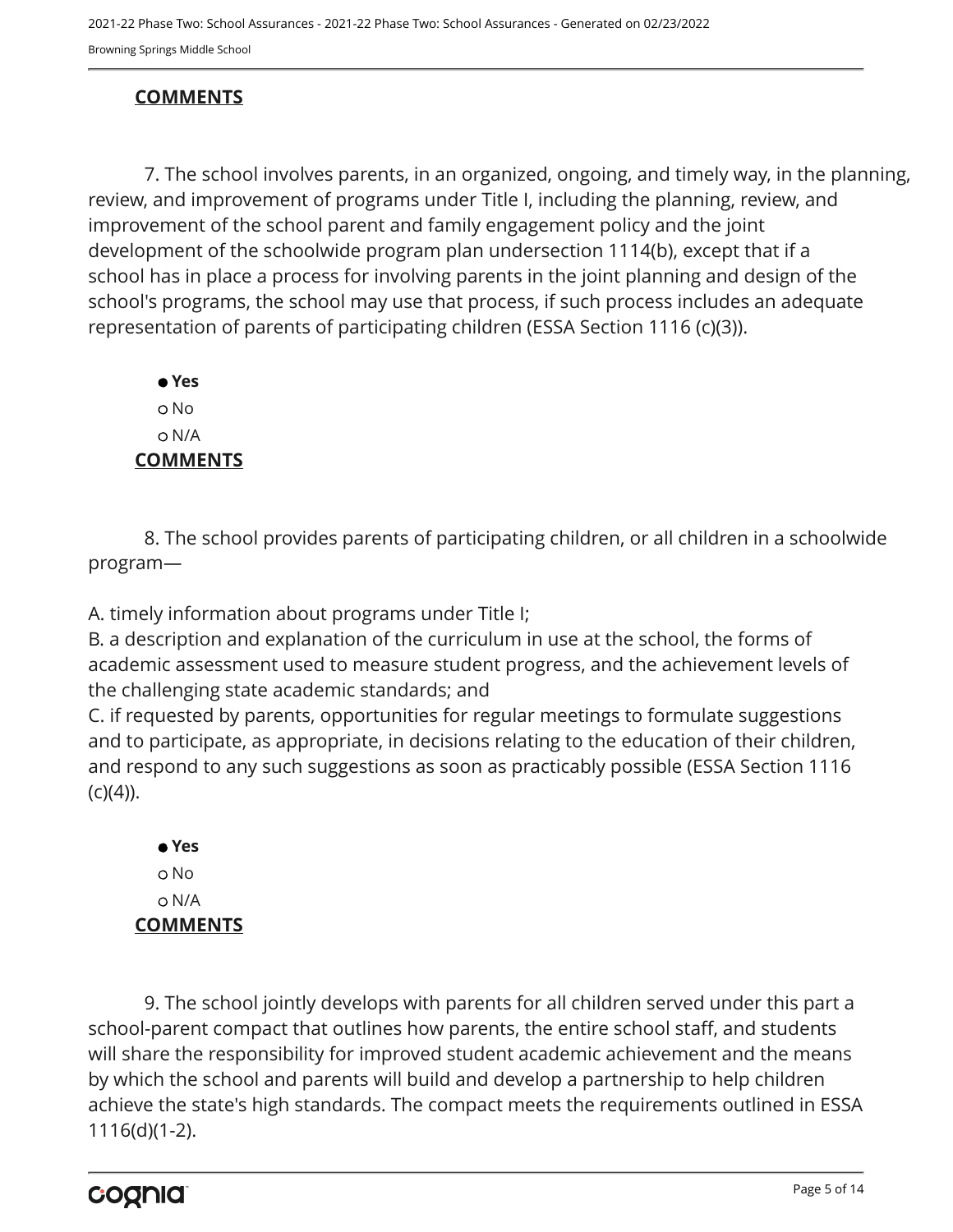**COMMENTS**

7. The school involves parents, in an organized, ongoing, and timely way, in the planning, review, and improvement of programs under Title I, including the planning, review, and improvement of the school parent and family engagement policy and the joint development of the schoolwide program plan undersection 1114(b), except that if a school has in place a process for involving parents in the joint planning and design of the school's programs, the school may use that process, if such process includes an adequate representation of parents of participating children (ESSA Section 1116 (c)(3)).

- ● **Yes**
- ○ No
- ○ N/A

**COMMENTS**

8. The school provides parents of participating children, or all children in a schoolwide program—

A. timely information about programs under Title I;
B. a description and explanation of the curriculum in use at the school, the forms of academic assessment used to measure student progress, and the achievement levels of the challenging state academic standards; and
C. if requested by parents, opportunities for regular meetings to formulate suggestions and to participate, as appropriate, in decisions relating to the education of their children, and respond to any such suggestions as soon as practicably possible (ESSA Section 1116 (c)(4)).

- ● **Yes**
- ○ No
- ○ N/A

**COMMENTS**

9. The school jointly develops with parents for all children served under this part a school-parent compact that outlines how parents, the entire school staff, and students will share the responsibility for improved student academic achievement and the means by which the school and parents will build and develop a partnership to help children achieve the state's high standards. The compact meets the requirements outlined in ESSA 1116(d)(1-2).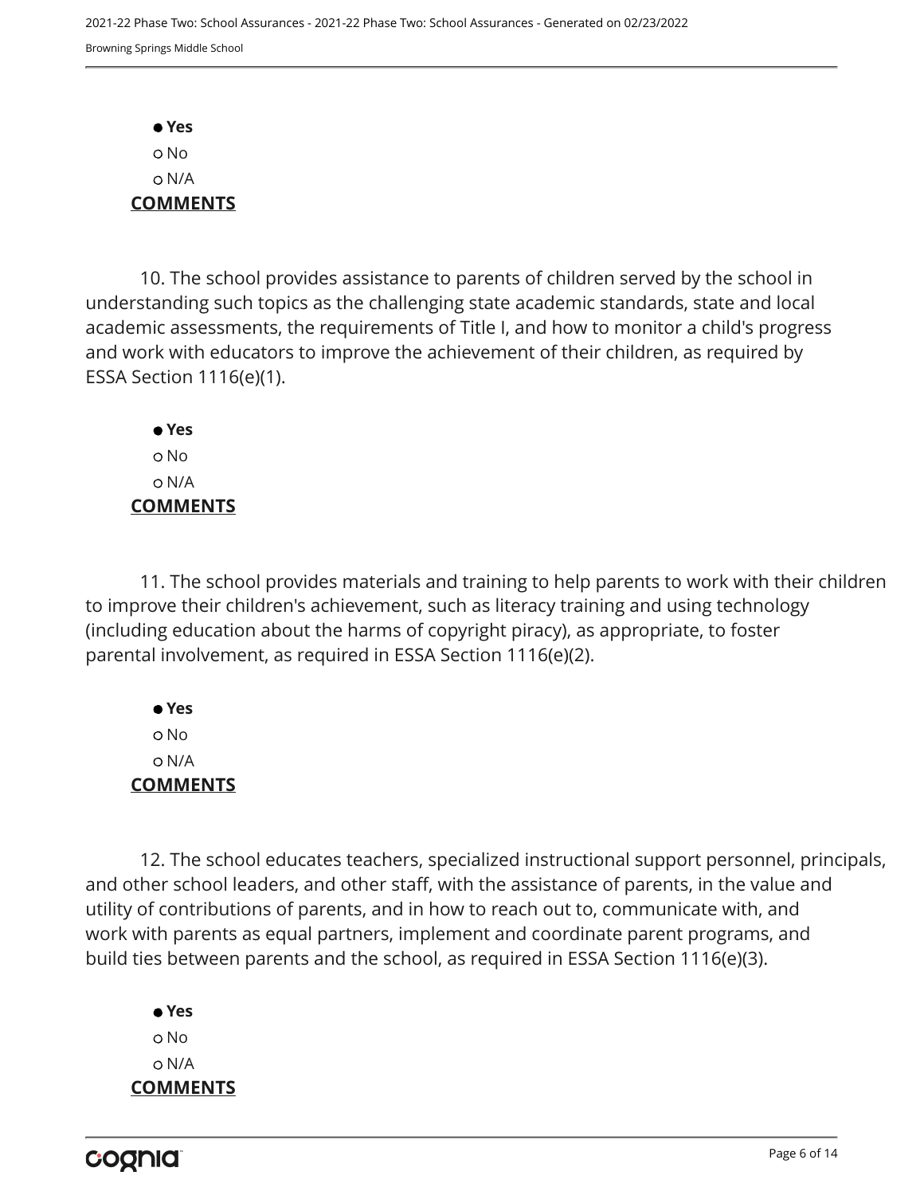- ● **Yes**
- ○ No
- ○ N/A

**COMMENTS**

10. The school provides assistance to parents of children served by the school in understanding such topics as the challenging state academic standards, state and local academic assessments, the requirements of Title I, and how to monitor a child's progress and work with educators to improve the achievement of their children, as required by ESSA Section 1116(e)(1).

- ● **Yes**
- ○ No
- ○ N/A

**COMMENTS**

11. The school provides materials and training to help parents to work with their children to improve their children's achievement, such as literacy training and using technology (including education about the harms of copyright piracy), as appropriate, to foster parental involvement, as required in ESSA Section 1116(e)(2).

- ● **Yes**
- ○ No
- ○ N/A

**COMMENTS**

12. The school educates teachers, specialized instructional support personnel, principals, and other school leaders, and other staff, with the assistance of parents, in the value and utility of contributions of parents, and in how to reach out to, communicate with, and work with parents as equal partners, implement and coordinate parent programs, and build ties between parents and the school, as required in ESSA Section 1116(e)(3).

- ● **Yes**
- ○ No
- ○ N/A

**COMMENTS**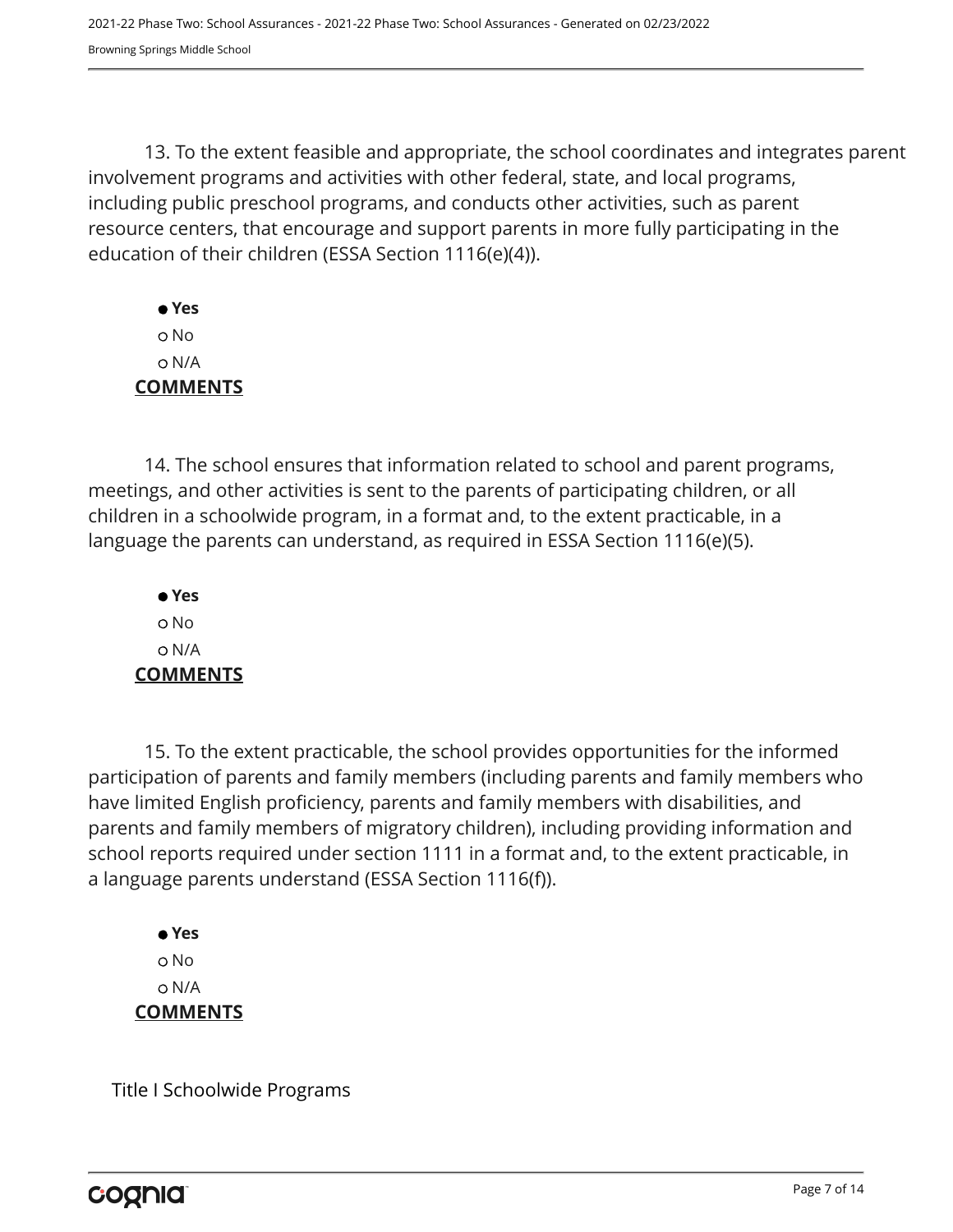13. To the extent feasible and appropriate, the school coordinates and integrates parent involvement programs and activities with other federal, state, and local programs, including public preschool programs, and conducts other activities, such as parent resource centers, that encourage and support parents in more fully participating in the education of their children (ESSA Section 1116(e)(4)).

- ● **Yes**
- ○ No
- ○ N/A

**COMMENTS**

14. The school ensures that information related to school and parent programs, meetings, and other activities is sent to the parents of participating children, or all children in a schoolwide program, in a format and, to the extent practicable, in a language the parents can understand, as required in ESSA Section 1116(e)(5).

- ● **Yes**
- ○ No
- ○ N/A

**COMMENTS**

15. To the extent practicable, the school provides opportunities for the informed participation of parents and family members (including parents and family members who have limited English proficiency, parents and family members with disabilities, and parents and family members of migratory children), including providing information and school reports required under section 1111 in a format and, to the extent practicable, in a language parents understand (ESSA Section 1116(f)).

- ● **Yes**
- ○ No
- ○ N/A

**COMMENTS**

Title I Schoolwide Programs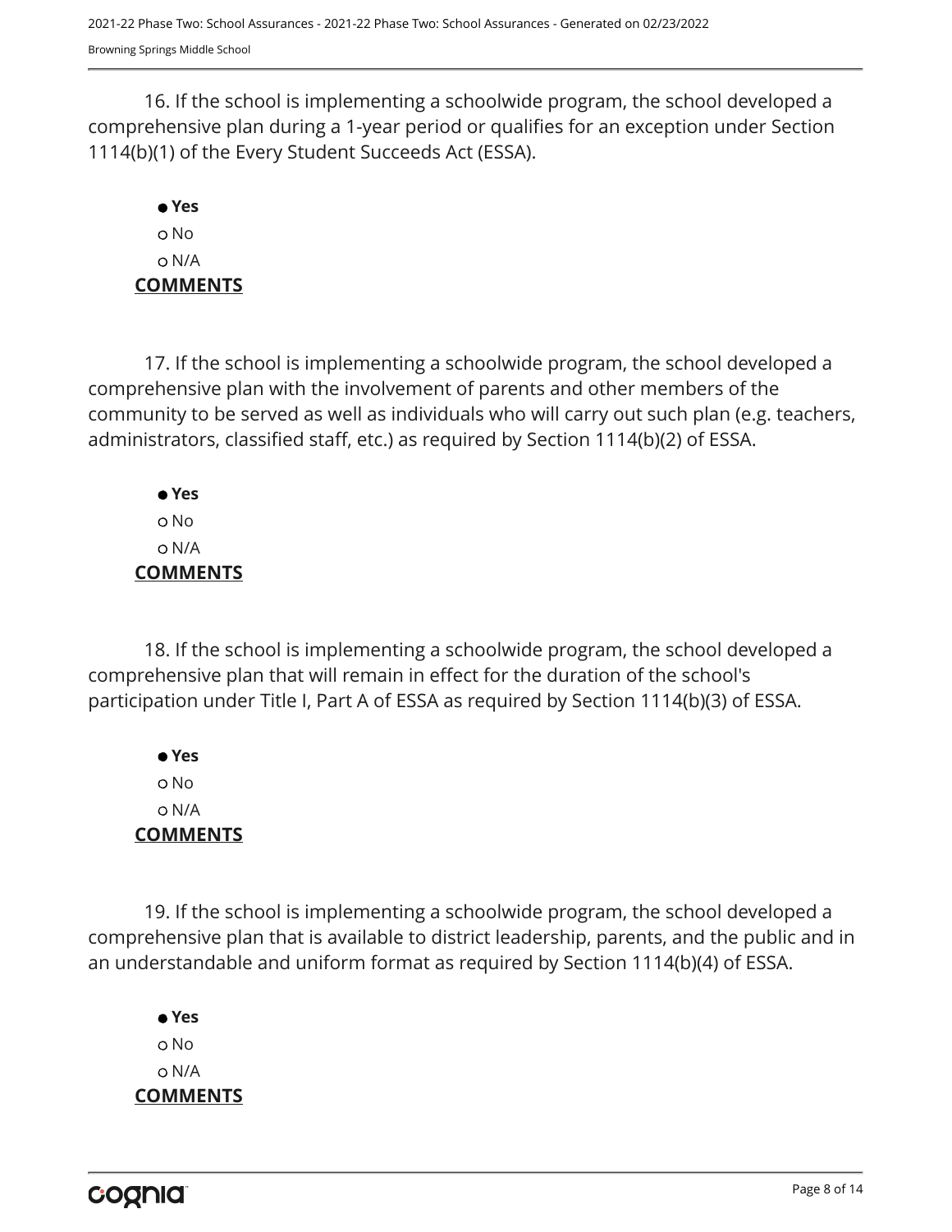16. If the school is implementing a schoolwide program, the school developed a comprehensive plan during a 1-year period or qualifies for an exception under Section 1114(b)(1) of the Every Student Succeeds Act (ESSA).

● **Yes**
○ No
○ N/A

**COMMENTS**

17. If the school is implementing a schoolwide program, the school developed a comprehensive plan with the involvement of parents and other members of the community to be served as well as individuals who will carry out such plan (e.g. teachers, administrators, classified staff, etc.) as required by Section 1114(b)(2) of ESSA.

● **Yes**
○ No
○ N/A

**COMMENTS**

18. If the school is implementing a schoolwide program, the school developed a comprehensive plan that will remain in effect for the duration of the school's participation under Title I, Part A of ESSA as required by Section 1114(b)(3) of ESSA.

● **Yes**
○ No
○ N/A

**COMMENTS**

19. If the school is implementing a schoolwide program, the school developed a comprehensive plan that is available to district leadership, parents, and the public and in an understandable and uniform format as required by Section 1114(b)(4) of ESSA.

● **Yes**
○ No
○ N/A

**COMMENTS**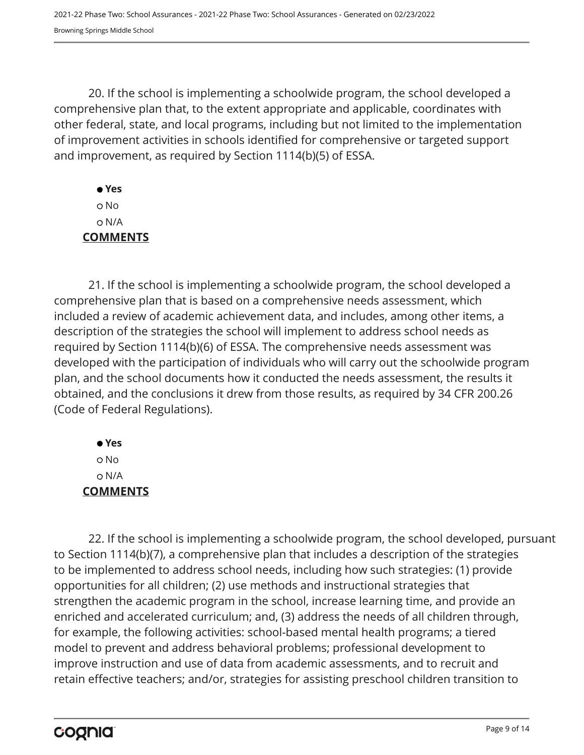20. If the school is implementing a schoolwide program, the school developed a comprehensive plan that, to the extent appropriate and applicable, coordinates with other federal, state, and local programs, including but not limited to the implementation of improvement activities in schools identified for comprehensive or targeted support and improvement, as required by Section 1114(b)(5) of ESSA.

- ● **Yes**
- ○ No
- ○ N/A

**COMMENTS**

21. If the school is implementing a schoolwide program, the school developed a comprehensive plan that is based on a comprehensive needs assessment, which included a review of academic achievement data, and includes, among other items, a description of the strategies the school will implement to address school needs as required by Section 1114(b)(6) of ESSA. The comprehensive needs assessment was developed with the participation of individuals who will carry out the schoolwide program plan, and the school documents how it conducted the needs assessment, the results it obtained, and the conclusions it drew from those results, as required by 34 CFR 200.26 (Code of Federal Regulations).

- ● **Yes**
- ○ No
- ○ N/A

**COMMENTS**

22. If the school is implementing a schoolwide program, the school developed, pursuant to Section 1114(b)(7), a comprehensive plan that includes a description of the strategies to be implemented to address school needs, including how such strategies: (1) provide opportunities for all children; (2) use methods and instructional strategies that strengthen the academic program in the school, increase learning time, and provide an enriched and accelerated curriculum; and, (3) address the needs of all children through, for example, the following activities: school-based mental health programs; a tiered model to prevent and address behavioral problems; professional development to improve instruction and use of data from academic assessments, and to recruit and retain effective teachers; and/or, strategies for assisting preschool children transition to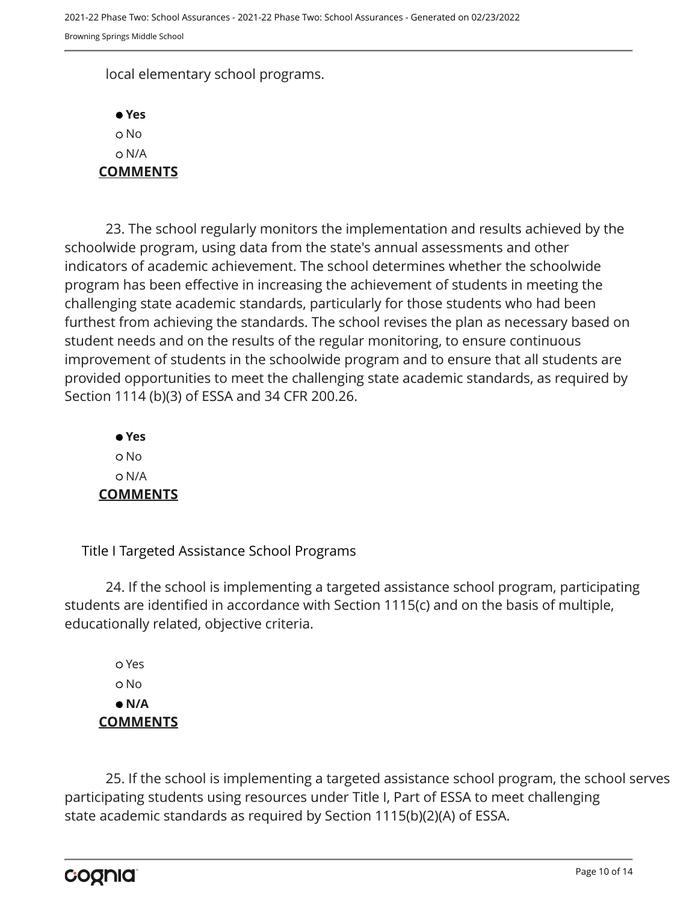local elementary school programs.

- **Yes**
- No
- N/A

**COMMENTS**

23. The school regularly monitors the implementation and results achieved by the schoolwide program, using data from the state's annual assessments and other indicators of academic achievement. The school determines whether the schoolwide program has been effective in increasing the achievement of students in meeting the challenging state academic standards, particularly for those students who had been furthest from achieving the standards. The school revises the plan as necessary based on student needs and on the results of the regular monitoring, to ensure continuous improvement of students in the schoolwide program and to ensure that all students are provided opportunities to meet the challenging state academic standards, as required by Section 1114 (b)(3) of ESSA and 34 CFR 200.26.

- **Yes**
- No
- N/A

**COMMENTS**

Title I Targeted Assistance School Programs

24. If the school is implementing a targeted assistance school program, participating students are identified in accordance with Section 1115(c) and on the basis of multiple, educationally related, objective criteria.

- Yes
- No
- **N/A**

**COMMENTS**

25. If the school is implementing a targeted assistance school program, the school serves participating students using resources under Title I, Part of ESSA to meet challenging state academic standards as required by Section 1115(b)(2)(A) of ESSA.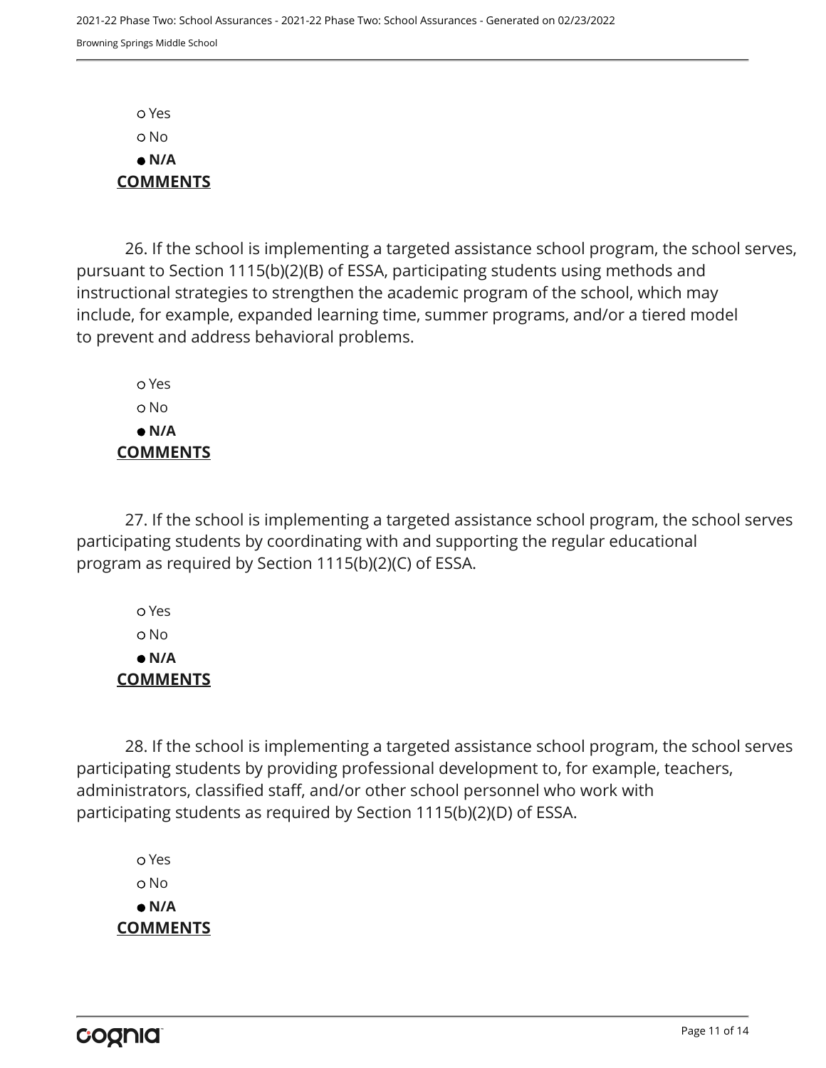- ○ Yes
- ○ No
- ● **N/A**

**COMMENTS**

26. If the school is implementing a targeted assistance school program, the school serves, pursuant to Section 1115(b)(2)(B) of ESSA, participating students using methods and instructional strategies to strengthen the academic program of the school, which may include, for example, expanded learning time, summer programs, and/or a tiered model to prevent and address behavioral problems.

- ○ Yes
- ○ No
- ● **N/A**

**COMMENTS**

27. If the school is implementing a targeted assistance school program, the school serves participating students by coordinating with and supporting the regular educational program as required by Section 1115(b)(2)(C) of ESSA.

- ○ Yes
- ○ No
- ● **N/A**

**COMMENTS**

28. If the school is implementing a targeted assistance school program, the school serves participating students by providing professional development to, for example, teachers, administrators, classified staff, and/or other school personnel who work with participating students as required by Section 1115(b)(2)(D) of ESSA.

- ○ Yes
- ○ No
- ● **N/A**

**COMMENTS**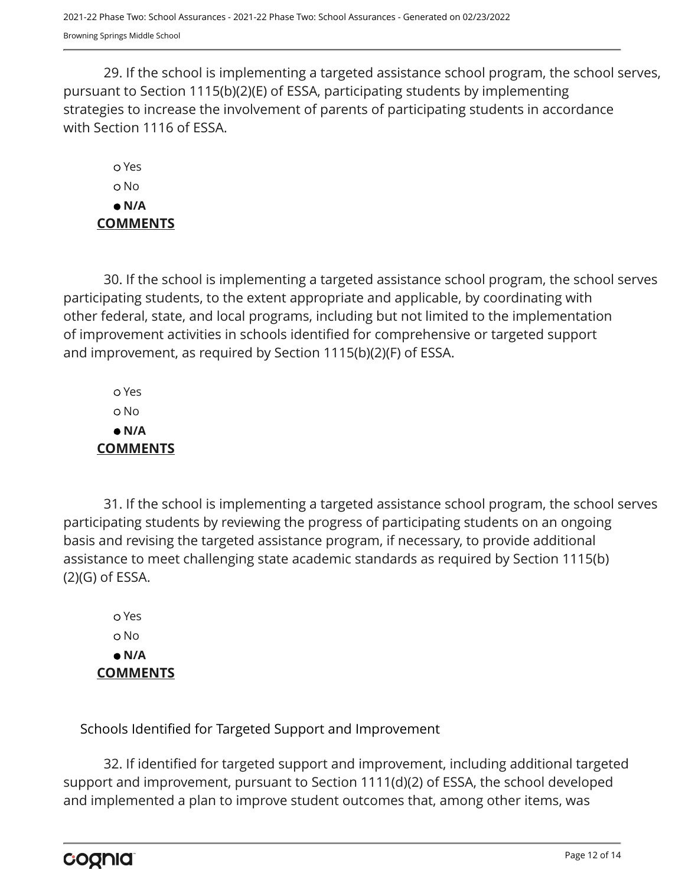29. If the school is implementing a targeted assistance school program, the school serves, pursuant to Section 1115(b)(2)(E) of ESSA, participating students by implementing strategies to increase the involvement of parents of participating students in accordance with Section 1116 of ESSA.

- ○ Yes
- ○ No
- ● **N/A**

**COMMENTS**

30. If the school is implementing a targeted assistance school program, the school serves participating students, to the extent appropriate and applicable, by coordinating with other federal, state, and local programs, including but not limited to the implementation of improvement activities in schools identified for comprehensive or targeted support and improvement, as required by Section 1115(b)(2)(F) of ESSA.

- ○ Yes
- ○ No
- ● **N/A**

**COMMENTS**

31. If the school is implementing a targeted assistance school program, the school serves participating students by reviewing the progress of participating students on an ongoing basis and revising the targeted assistance program, if necessary, to provide additional assistance to meet challenging state academic standards as required by Section 1115(b)(2)(G) of ESSA.

- ○ Yes
- ○ No
- ● **N/A**

**COMMENTS**

Schools Identified for Targeted Support and Improvement

32. If identified for targeted support and improvement, including additional targeted support and improvement, pursuant to Section 1111(d)(2) of ESSA, the school developed and implemented a plan to improve student outcomes that, among other items, was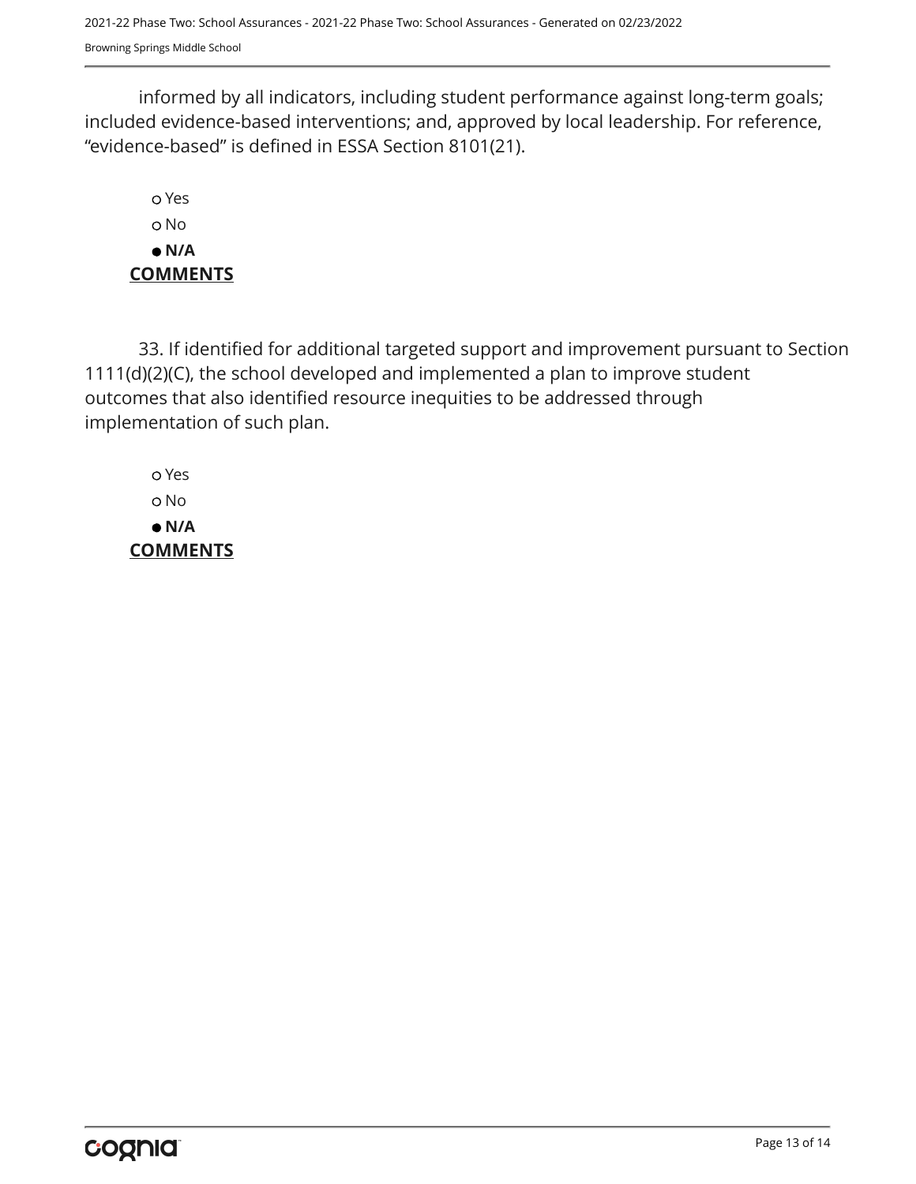informed by all indicators, including student performance against long-term goals; included evidence-based interventions; and, approved by local leadership. For reference, “evidence-based” is defined in ESSA Section 8101(21).

- ○ Yes
- ○ No
- ● **N/A**

**COMMENTS**

33. If identified for additional targeted support and improvement pursuant to Section 1111(d)(2)(C), the school developed and implemented a plan to improve student outcomes that also identified resource inequities to be addressed through implementation of such plan.

- ○ Yes
- ○ No
- ● **N/A**

**COMMENTS**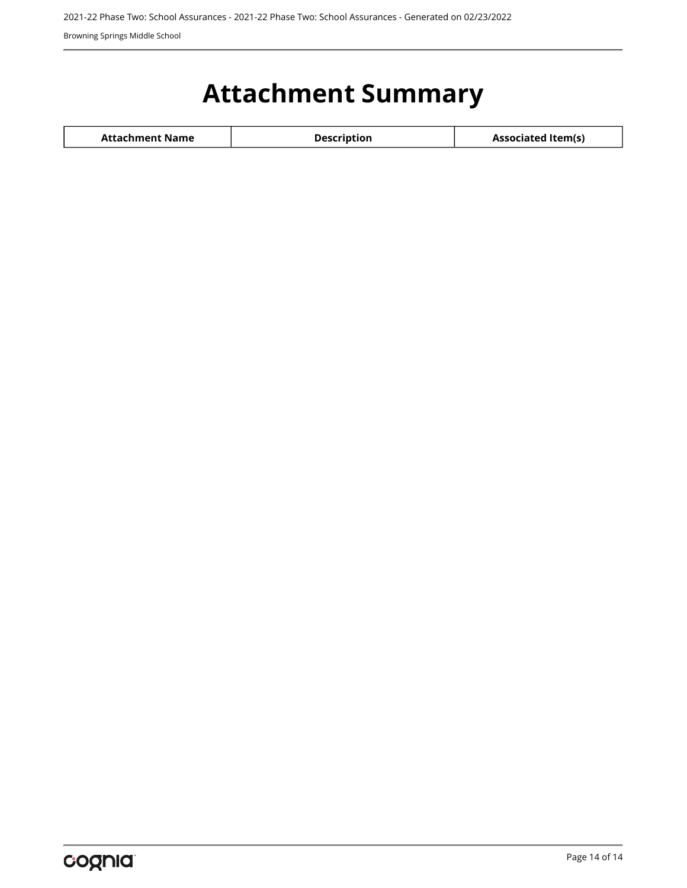# Attachment Summary

| Attachment Name | Description | Associated Item(s) |
| --- | --- | --- |